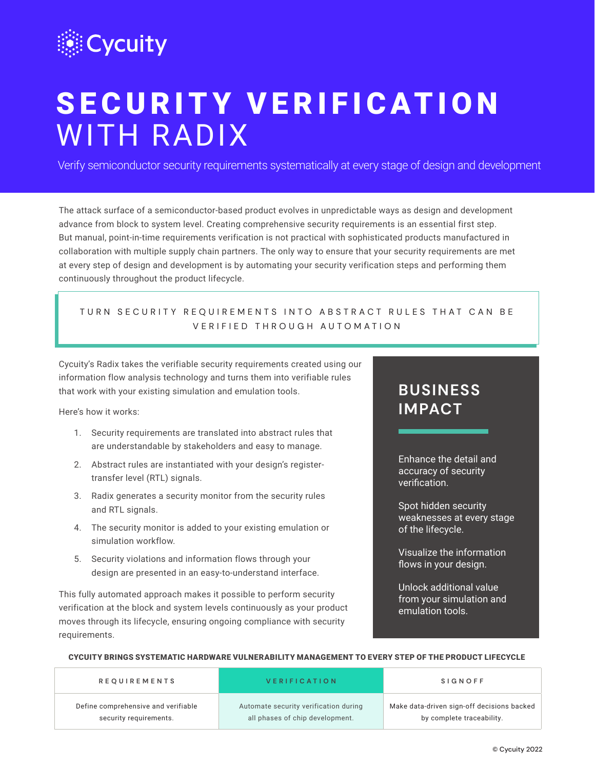Cycuity

# SECURITY VERIFICATION WITH RADIX

Verify semiconductor security requirements systematically at every stage of design and development

The attack surface of a semiconductor-based product evolves in unpredictable ways as design and development advance from block to system level. Creating comprehensive security requirements is an essential first step. But manual, point-in-time requirements verification is not practical with sophisticated products manufactured in collaboration with multiple supply chain partners. The only way to ensure that your security requirements are met at every step of design and development is by automating your security verification steps and performing them continuously throughout the product lifecycle.

> TURN SECURITY REQUIREMENTS INTO ABSTRACT RULES THAT CAN BE VERIFIED THROUGH AUTOMATION

Cycuity's Radix takes the verifiable security requirements created using our information flow analysis technology and turns them into verifiable rules that work with your existing simulation and emulation tools.

Here's how it works:

1. Security requirements are translated into abstract rules that are understandable by stakeholders and easy to manage.
2. Abstract rules are instantiated with your design's register-transfer level (RTL) signals.
3. Radix generates a security monitor from the security rules and RTL signals.
4. The security monitor is added to your existing emulation or simulation workflow.
5. Security violations and information flows through your design are presented in an easy-to-understand interface.

This fully automated approach makes it possible to perform security verification at the block and system levels continuously as your product moves through its lifecycle, ensuring ongoing compliance with security requirements.

## BUSINESS IMPACT

Enhance the detail and accuracy of security verification.

Spot hidden security weaknesses at every stage of the lifecycle.

Visualize the information flows in your design.

Unlock additional value from your simulation and emulation tools.

**CYCUITY BRINGS SYSTEMATIC HARDWARE VULNERABILITY MANAGEMENT TO EVERY STEP OF THE PRODUCT LIFECYCLE**

| REQUIREMENTS | VERIFICATION | SIGNOFF |
|---|---|---|
| Define comprehensive and verifiable security requirements. | Automate security verification during all phases of chip development. | Make data-driven sign-off decisions backed by complete traceability. |

© Cycuity 2022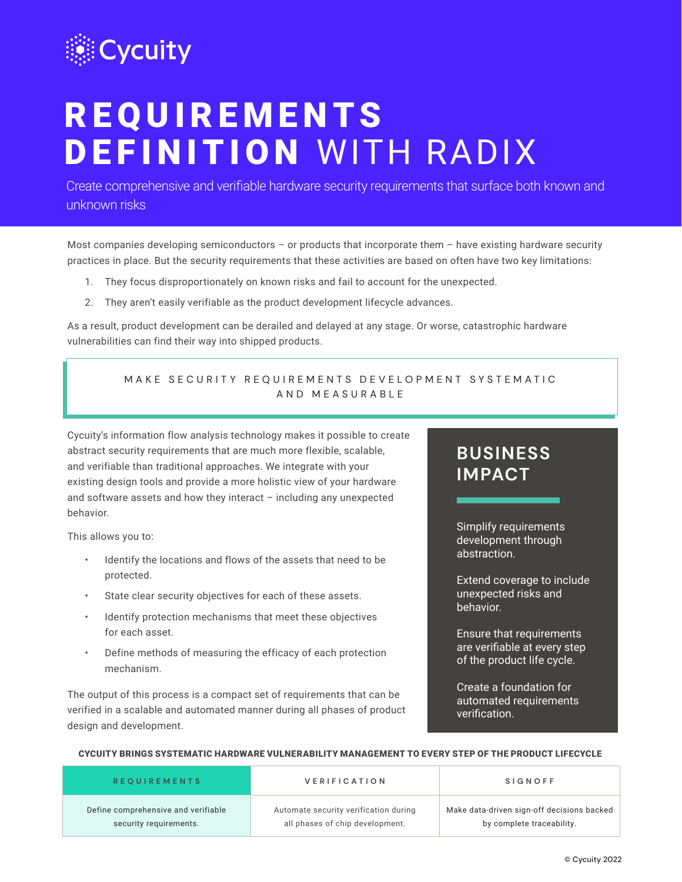Cycuity

# REQUIREMENTS DEFINITION WITH RADIX

Create comprehensive and verifiable hardware security requirements that surface both known and unknown risks

Most companies developing semiconductors – or products that incorporate them – have existing hardware security practices in place. But the security requirements that these activities are based on often have two key limitations:

1. They focus disproportionately on known risks and fail to account for the unexpected.
2. They aren't easily verifiable as the product development lifecycle advances.

As a result, product development can be derailed and delayed at any stage. Or worse, catastrophic hardware vulnerabilities can find their way into shipped products.

## MAKE SECURITY REQUIREMENTS DEVELOPMENT SYSTEMATIC AND MEASURABLE

Cycuity's information flow analysis technology makes it possible to create abstract security requirements that are much more flexible, scalable, and verifiable than traditional approaches. We integrate with your existing design tools and provide a more holistic view of your hardware and software assets and how they interact – including any unexpected behavior.

This allows you to:

- Identify the locations and flows of the assets that need to be protected.
- State clear security objectives for each of these assets.
- Identify protection mechanisms that meet these objectives for each asset.
- Define methods of measuring the efficacy of each protection mechanism.

The output of this process is a compact set of requirements that can be verified in a scalable and automated manner during all phases of product design and development.

## BUSINESS IMPACT

Simplify requirements development through abstraction.

Extend coverage to include unexpected risks and behavior.

Ensure that requirements are verifiable at every step of the product life cycle.

Create a foundation for automated requirements verification.

**CYCUITY BRINGS SYSTEMATIC HARDWARE VULNERABILITY MANAGEMENT TO EVERY STEP OF THE PRODUCT LIFECYCLE**

| REQUIREMENTS | VERIFICATION | SIGNOFF |
|---|---|---|
| Define comprehensive and verifiable security requirements. | Automate security verification during all phases of chip development. | Make data-driven sign-off decisions backed by complete traceability. |

© Cycuity 2022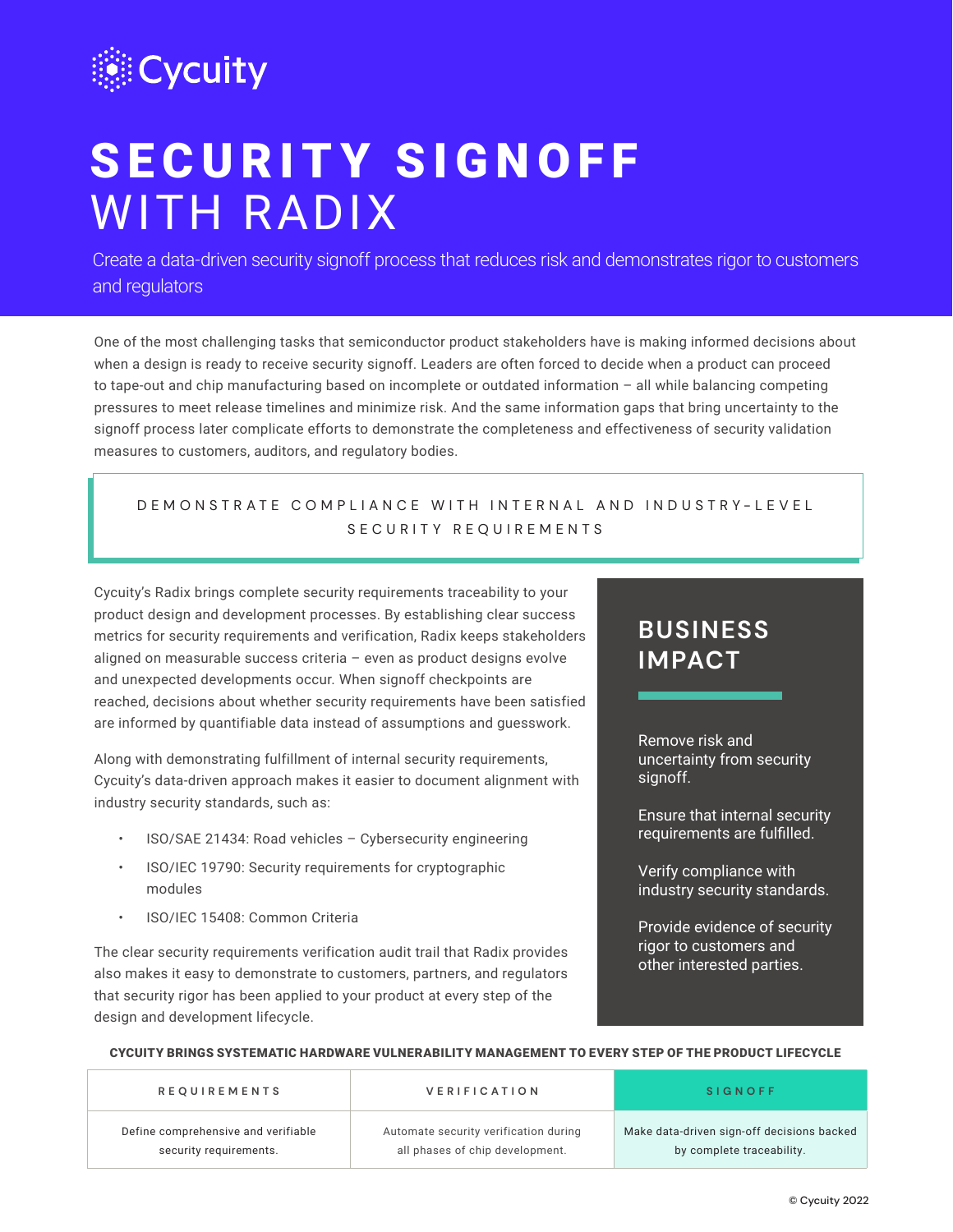Cycuity

# SECURITY SIGNOFF WITH RADIX

Create a data-driven security signoff process that reduces risk and demonstrates rigor to customers and regulators

One of the most challenging tasks that semiconductor product stakeholders have is making informed decisions about when a design is ready to receive security signoff. Leaders are often forced to decide when a product can proceed to tape-out and chip manufacturing based on incomplete or outdated information – all while balancing competing pressures to meet release timelines and minimize risk. And the same information gaps that bring uncertainty to the signoff process later complicate efforts to demonstrate the completeness and effectiveness of security validation measures to customers, auditors, and regulatory bodies.

## DEMONSTRATE COMPLIANCE WITH INTERNAL AND INDUSTRY-LEVEL SECURITY REQUIREMENTS

Cycuity's Radix brings complete security requirements traceability to your product design and development processes. By establishing clear success metrics for security requirements and verification, Radix keeps stakeholders aligned on measurable success criteria – even as product designs evolve and unexpected developments occur. When signoff checkpoints are reached, decisions about whether security requirements have been satisfied are informed by quantifiable data instead of assumptions and guesswork.

Along with demonstrating fulfillment of internal security requirements, Cycuity's data-driven approach makes it easier to document alignment with industry security standards, such as:

- ISO/SAE 21434: Road vehicles – Cybersecurity engineering
- ISO/IEC 19790: Security requirements for cryptographic modules
- ISO/IEC 15408: Common Criteria

The clear security requirements verification audit trail that Radix provides also makes it easy to demonstrate to customers, partners, and regulators that security rigor has been applied to your product at every step of the design and development lifecycle.

### BUSINESS IMPACT

Remove risk and uncertainty from security signoff.

Ensure that internal security requirements are fulfilled.

Verify compliance with industry security standards.

Provide evidence of security rigor to customers and other interested parties.

**CYCUITY BRINGS SYSTEMATIC HARDWARE VULNERABILITY MANAGEMENT TO EVERY STEP OF THE PRODUCT LIFECYCLE**

| REQUIREMENTS | VERIFICATION | SIGNOFF |
|---|---|---|
| Define comprehensive and verifiable security requirements. | Automate security verification during all phases of chip development. | Make data-driven sign-off decisions backed by complete traceability. |

© Cycuity 2022